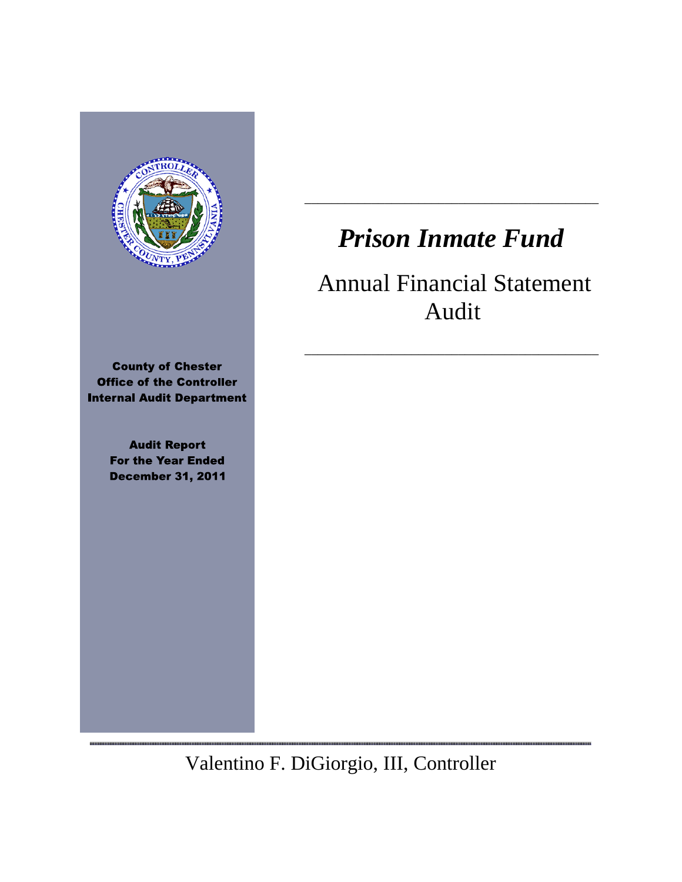# *Prison Inmate Fund*

## Annual Financial Statement Audit

**County of Chester**
**Office of the Controller**
**Internal Audit Department**

**Audit Report**
**For the Year Ended**
**December 31, 2011**

Valentino F. DiGiorgio, III, Controller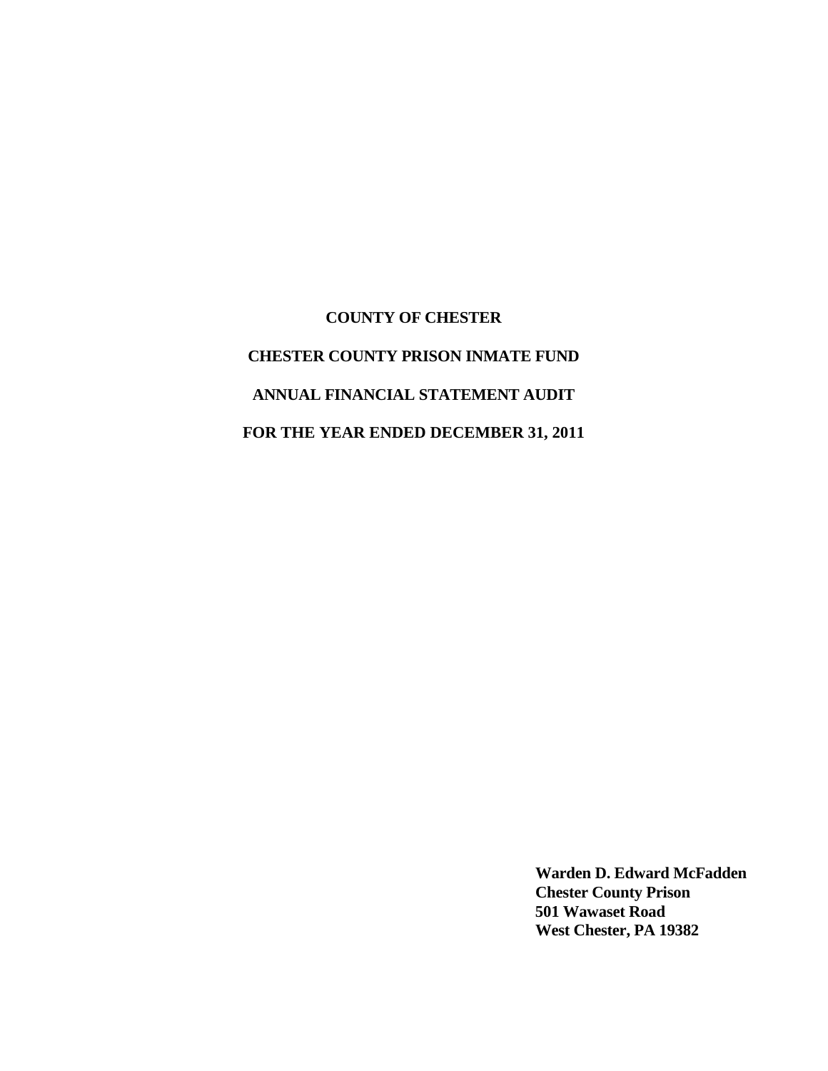**COUNTY OF CHESTER**

**CHESTER COUNTY PRISON INMATE FUND**

**ANNUAL FINANCIAL STATEMENT AUDIT**

**FOR THE YEAR ENDED DECEMBER 31, 2011**

**Warden D. Edward McFadden**
**Chester County Prison**
**501 Wawaset Road**
**West Chester, PA 19382**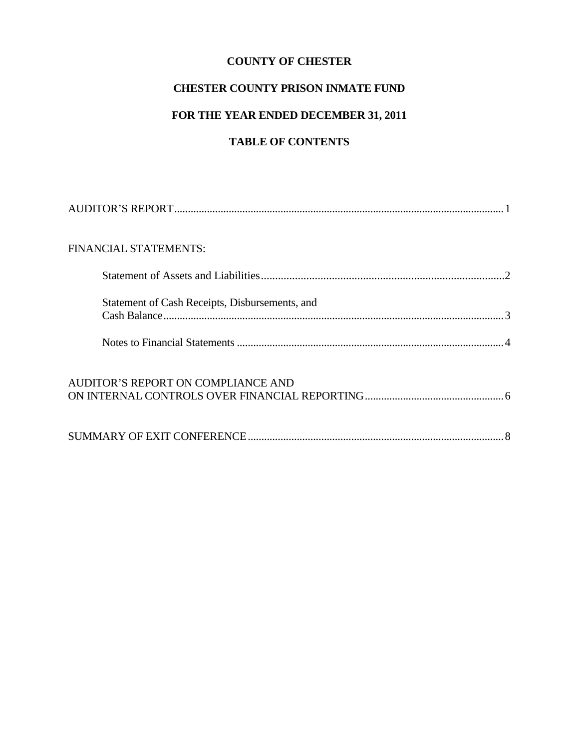**COUNTY OF CHESTER**

**CHESTER COUNTY PRISON INMATE FUND**

**FOR THE YEAR ENDED DECEMBER 31, 2011**

**TABLE OF CONTENTS**

AUDITOR'S REPORT ........................................................................ 1

FINANCIAL STATEMENTS:

- Statement of Assets and Liabilities ........................................................................ 2
- Statement of Cash Receipts, Disbursements, and Cash Balance ........................................................................ 3
- Notes to Financial Statements ........................................................................ 4

AUDITOR'S REPORT ON COMPLIANCE AND ON INTERNAL CONTROLS OVER FINANCIAL REPORTING ........................................................................ 6

SUMMARY OF EXIT CONFERENCE ........................................................................ 8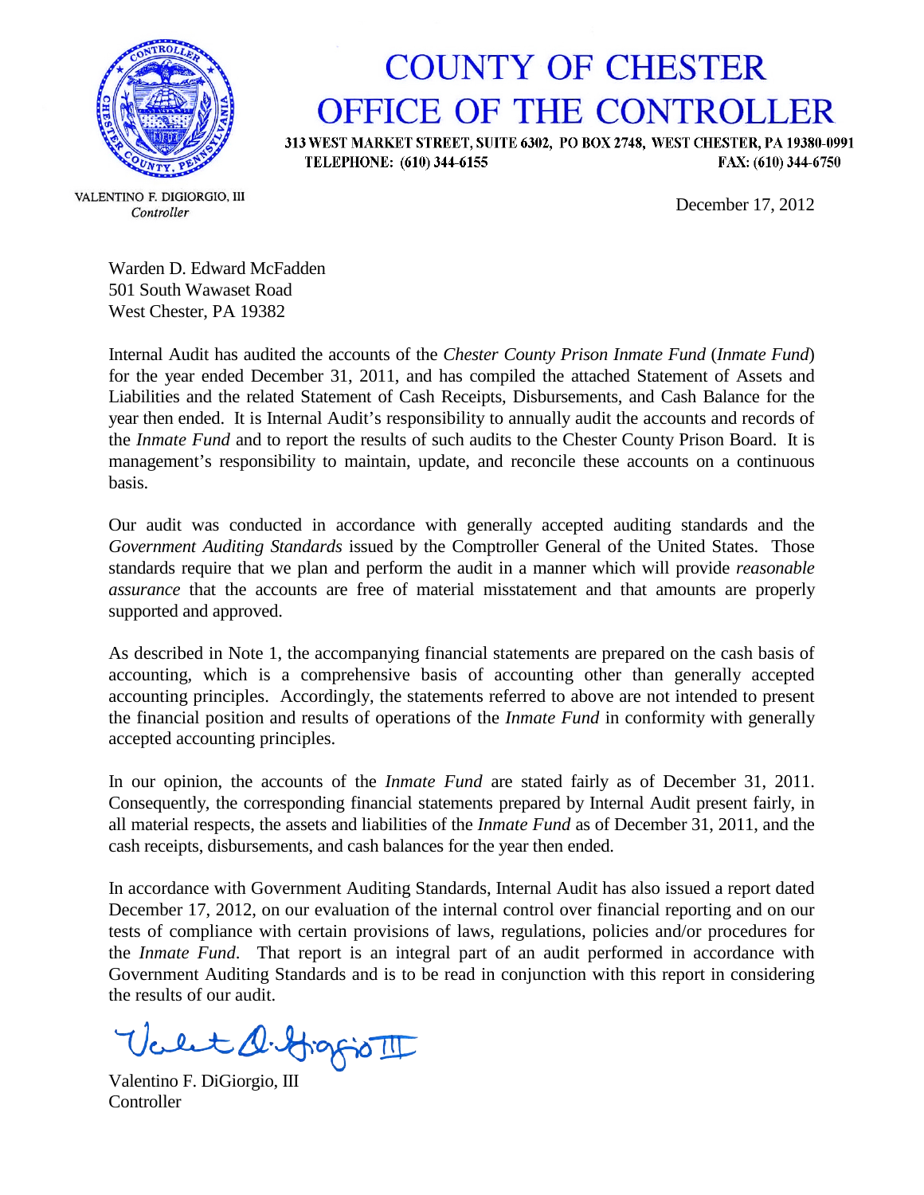# COUNTY OF CHESTER
# OFFICE OF THE CONTROLLER

313 WEST MARKET STREET, SUITE 6302, PO BOX 2748, WEST CHESTER, PA 19380-0991
TELEPHONE: (610) 344-6155 FAX: (610) 344-6750

VALENTINO F. DIGIORGIO, III
*Controller*

December 17, 2012

Warden D. Edward McFadden
501 South Wawaset Road
West Chester, PA 19382

Internal Audit has audited the accounts of the *Chester County Prison Inmate Fund* (*Inmate Fund*) for the year ended December 31, 2011, and has compiled the attached Statement of Assets and Liabilities and the related Statement of Cash Receipts, Disbursements, and Cash Balance for the year then ended. It is Internal Audit's responsibility to annually audit the accounts and records of the *Inmate Fund* and to report the results of such audits to the Chester County Prison Board. It is management's responsibility to maintain, update, and reconcile these accounts on a continuous basis.

Our audit was conducted in accordance with generally accepted auditing standards and the *Government Auditing Standards* issued by the Comptroller General of the United States. Those standards require that we plan and perform the audit in a manner which will provide *reasonable assurance* that the accounts are free of material misstatement and that amounts are properly supported and approved.

As described in Note 1, the accompanying financial statements are prepared on the cash basis of accounting, which is a comprehensive basis of accounting other than generally accepted accounting principles. Accordingly, the statements referred to above are not intended to present the financial position and results of operations of the *Inmate Fund* in conformity with generally accepted accounting principles.

In our opinion, the accounts of the *Inmate Fund* are stated fairly as of December 31, 2011. Consequently, the corresponding financial statements prepared by Internal Audit present fairly, in all material respects, the assets and liabilities of the *Inmate Fund* as of December 31, 2011, and the cash receipts, disbursements, and cash balances for the year then ended.

In accordance with Government Auditing Standards, Internal Audit has also issued a report dated December 17, 2012, on our evaluation of the internal control over financial reporting and on our tests of compliance with certain provisions of laws, regulations, policies and/or procedures for the *Inmate Fund*. That report is an integral part of an audit performed in accordance with Government Auditing Standards and is to be read in conjunction with this report in considering the results of our audit.

Valentino F. DiGiorgio, III
Controller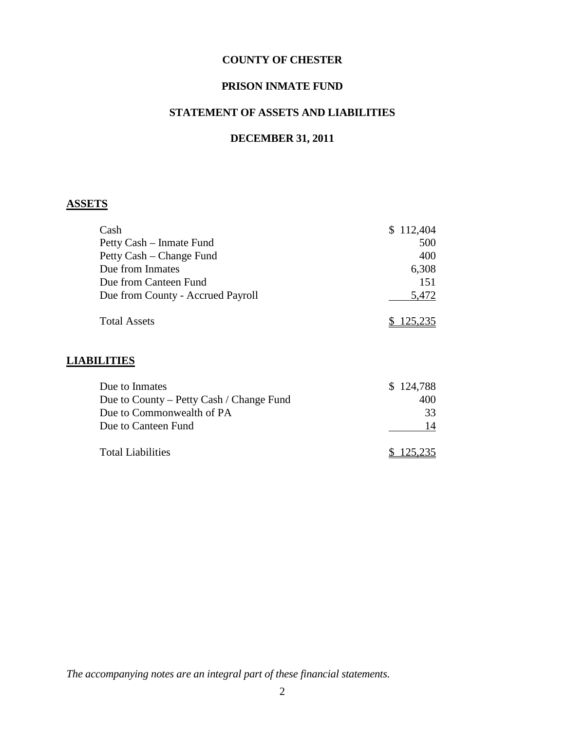# COUNTY OF CHESTER

## PRISON INMATE FUND

## STATEMENT OF ASSETS AND LIABILITIES

## DECEMBER 31, 2011

**ASSETS**

| | |
|---|---|
| Cash | $ 112,404 |
| Petty Cash – Inmate Fund | 500 |
| Petty Cash – Change Fund | 400 |
| Due from Inmates | 6,308 |
| Due from Canteen Fund | 151 |
| Due from County - Accrued Payroll | 5,472 |
| Total Assets | $ 125,235 |

**LIABILITIES**

| | |
|---|---|
| Due to Inmates | $ 124,788 |
| Due to County – Petty Cash / Change Fund | 400 |
| Due to Commonwealth of PA | 33 |
| Due to Canteen Fund | 14 |
| Total Liabilities | $ 125,235 |

*The accompanying notes are an integral part of these financial statements.*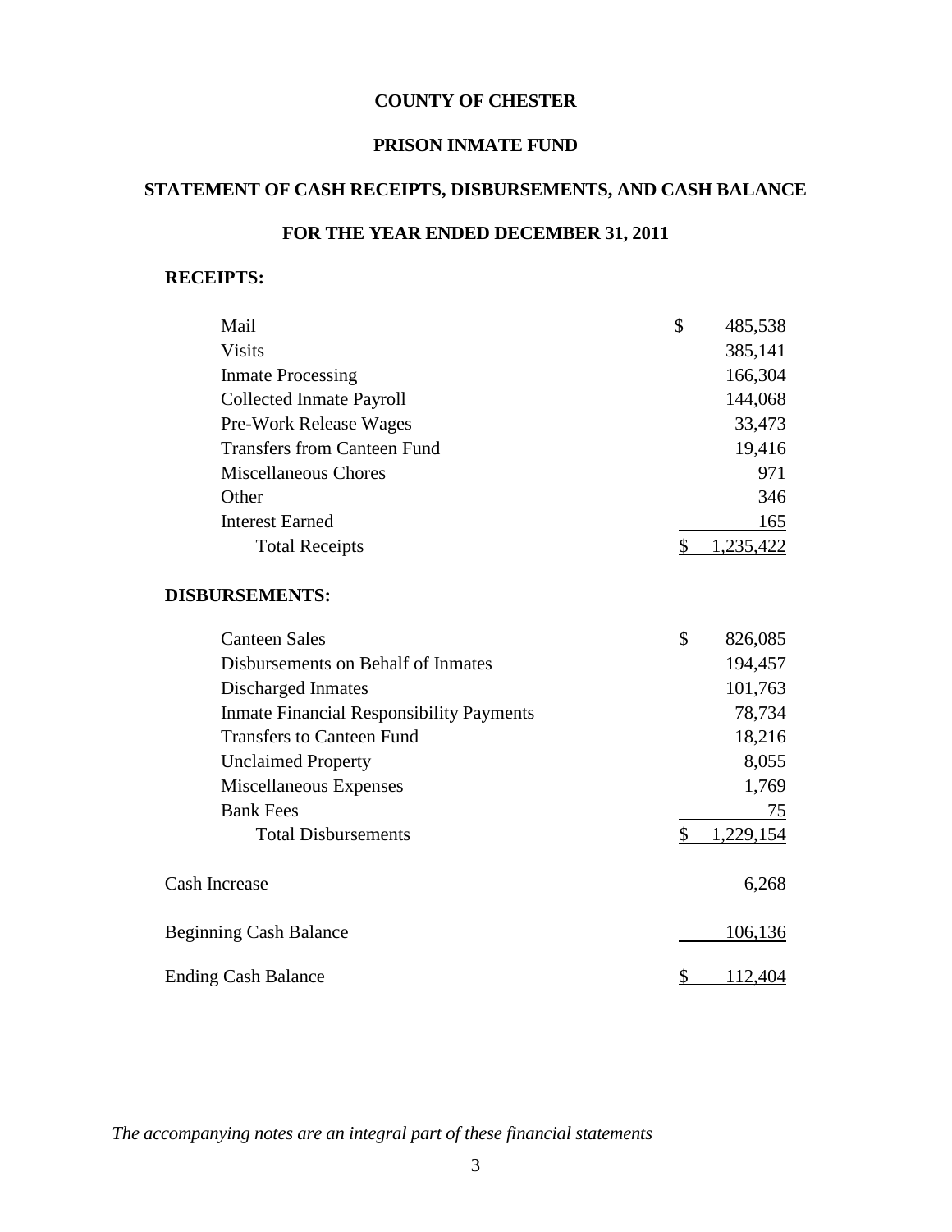**COUNTY OF CHESTER**

**PRISON INMATE FUND**

**STATEMENT OF CASH RECEIPTS, DISBURSEMENTS, AND CASH BALANCE**

**FOR THE YEAR ENDED DECEMBER 31, 2011**

| | |
|---|---|
| **RECEIPTS:** | |
| Mail | $ 485,538 |
| Visits | 385,141 |
| Inmate Processing | 166,304 |
| Collected Inmate Payroll | 144,068 |
| Pre-Work Release Wages | 33,473 |
| Transfers from Canteen Fund | 19,416 |
| Miscellaneous Chores | 971 |
| Other | 346 |
| Interest Earned | 165 |
| Total Receipts | $ 1,235,422 |
| **DISBURSEMENTS:** | |
| Canteen Sales | $ 826,085 |
| Disbursements on Behalf of Inmates | 194,457 |
| Discharged Inmates | 101,763 |
| Inmate Financial Responsibility Payments | 78,734 |
| Transfers to Canteen Fund | 18,216 |
| Unclaimed Property | 8,055 |
| Miscellaneous Expenses | 1,769 |
| Bank Fees | 75 |
| Total Disbursements | $ 1,229,154 |
| Cash Increase | 6,268 |
| Beginning Cash Balance | 106,136 |
| Ending Cash Balance | $ 112,404 |

*The accompanying notes are an integral part of these financial statements*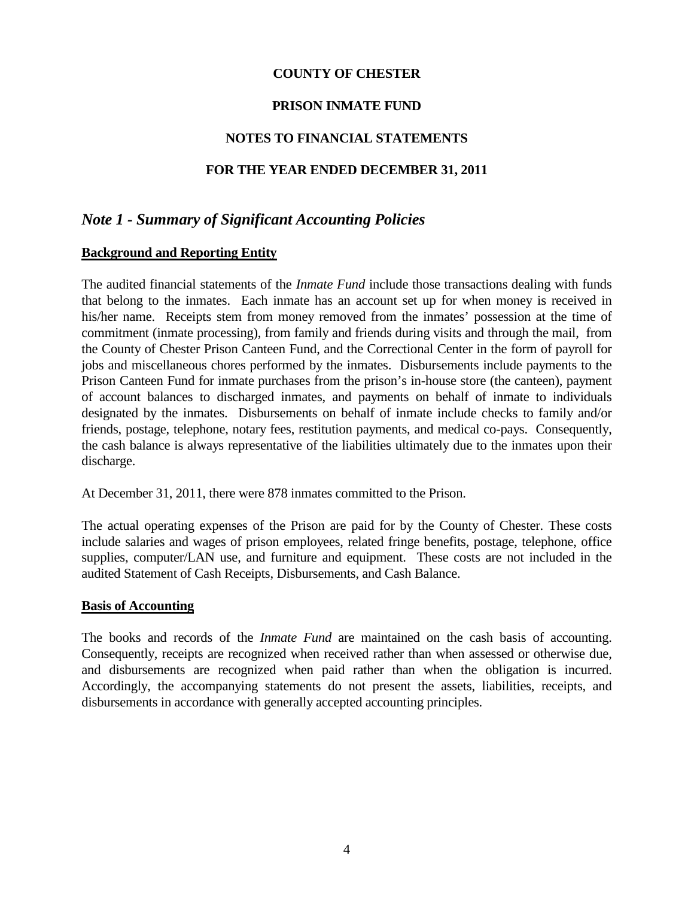# COUNTY OF CHESTER

## PRISON INMATE FUND

## NOTES TO FINANCIAL STATEMENTS

## FOR THE YEAR ENDED DECEMBER 31, 2011

## *Note 1 - Summary of Significant Accounting Policies*

### Background and Reporting Entity

The audited financial statements of the *Inmate Fund* include those transactions dealing with funds that belong to the inmates. Each inmate has an account set up for when money is received in his/her name. Receipts stem from money removed from the inmates' possession at the time of commitment (inmate processing), from family and friends during visits and through the mail, from the County of Chester Prison Canteen Fund, and the Correctional Center in the form of payroll for jobs and miscellaneous chores performed by the inmates. Disbursements include payments to the Prison Canteen Fund for inmate purchases from the prison's in-house store (the canteen), payment of account balances to discharged inmates, and payments on behalf of inmate to individuals designated by the inmates. Disbursements on behalf of inmate include checks to family and/or friends, postage, telephone, notary fees, restitution payments, and medical co-pays. Consequently, the cash balance is always representative of the liabilities ultimately due to the inmates upon their discharge.

At December 31, 2011, there were 878 inmates committed to the Prison.

The actual operating expenses of the Prison are paid for by the County of Chester. These costs include salaries and wages of prison employees, related fringe benefits, postage, telephone, office supplies, computer/LAN use, and furniture and equipment. These costs are not included in the audited Statement of Cash Receipts, Disbursements, and Cash Balance.

### Basis of Accounting

The books and records of the *Inmate Fund* are maintained on the cash basis of accounting. Consequently, receipts are recognized when received rather than when assessed or otherwise due, and disbursements are recognized when paid rather than when the obligation is incurred. Accordingly, the accompanying statements do not present the assets, liabilities, receipts, and disbursements in accordance with generally accepted accounting principles.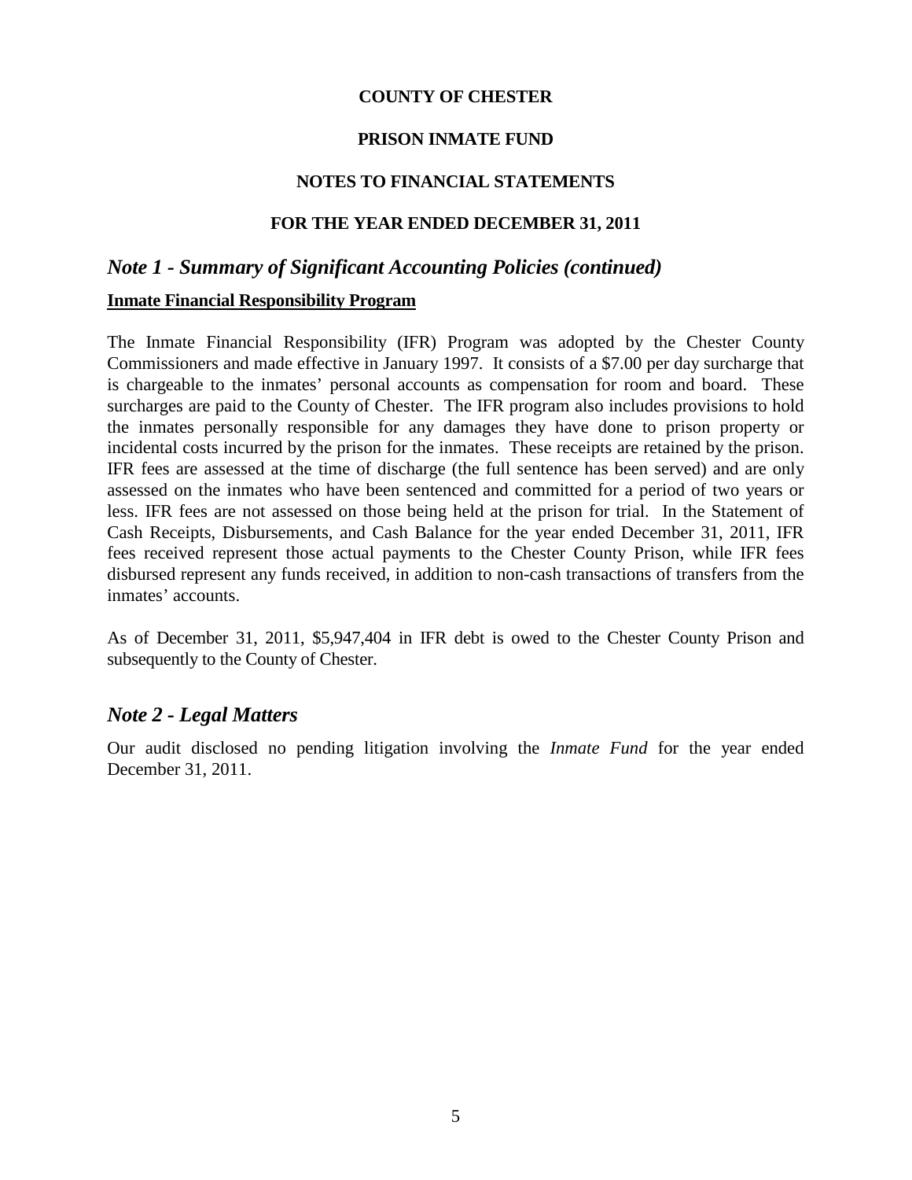**COUNTY OF CHESTER**

**PRISON INMATE FUND**

**NOTES TO FINANCIAL STATEMENTS**

**FOR THE YEAR ENDED DECEMBER 31, 2011**

## *Note 1 - Summary of Significant Accounting Policies (continued)*

**Inmate Financial Responsibility Program**

The Inmate Financial Responsibility (IFR) Program was adopted by the Chester County Commissioners and made effective in January 1997. It consists of a $7.00 per day surcharge that is chargeable to the inmates' personal accounts as compensation for room and board. These surcharges are paid to the County of Chester. The IFR program also includes provisions to hold the inmates personally responsible for any damages they have done to prison property or incidental costs incurred by the prison for the inmates. These receipts are retained by the prison. IFR fees are assessed at the time of discharge (the full sentence has been served) and are only assessed on the inmates who have been sentenced and committed for a period of two years or less. IFR fees are not assessed on those being held at the prison for trial. In the Statement of Cash Receipts, Disbursements, and Cash Balance for the year ended December 31, 2011, IFR fees received represent those actual payments to the Chester County Prison, while IFR fees disbursed represent any funds received, in addition to non-cash transactions of transfers from the inmates' accounts.

As of December 31, 2011, $5,947,404 in IFR debt is owed to the Chester County Prison and subsequently to the County of Chester.

## *Note 2 - Legal Matters*

Our audit disclosed no pending litigation involving the *Inmate Fund* for the year ended December 31, 2011.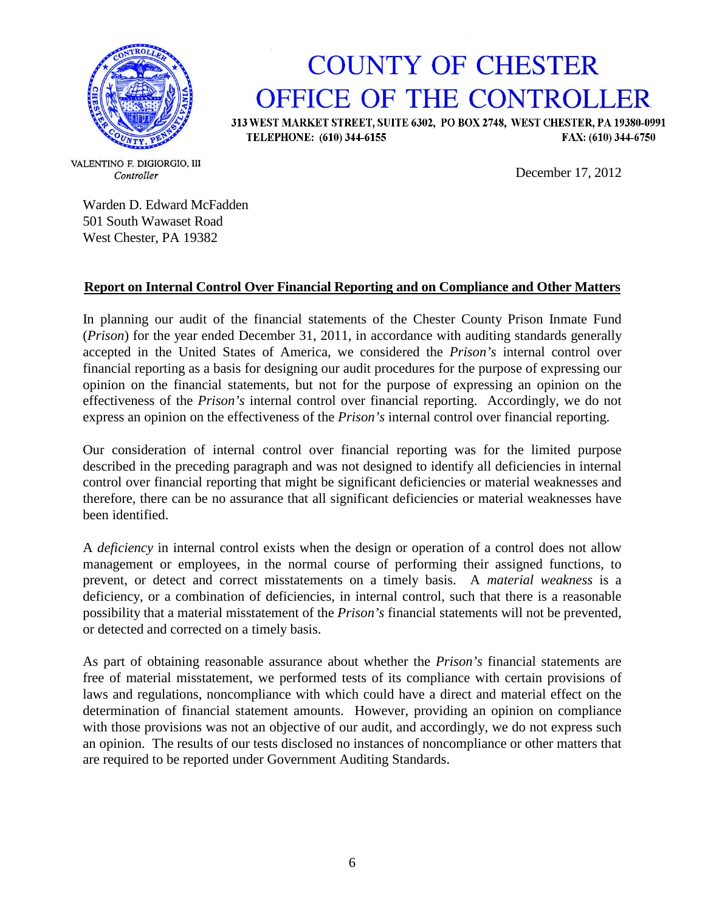# COUNTY OF CHESTER
# OFFICE OF THE CONTROLLER

313 WEST MARKET STREET, SUITE 6302, PO BOX 2748, WEST CHESTER, PA 19380-0991
TELEPHONE: (610) 344-6155 FAX: (610) 344-6750

VALENTINO F. DIGIORGIO, III
*Controller*

December 17, 2012

Warden D. Edward McFadden
501 South Wawaset Road
West Chester, PA 19382

**Report on Internal Control Over Financial Reporting and on Compliance and Other Matters**

In planning our audit of the financial statements of the Chester County Prison Inmate Fund (*Prison*) for the year ended December 31, 2011, in accordance with auditing standards generally accepted in the United States of America, we considered the *Prison's* internal control over financial reporting as a basis for designing our audit procedures for the purpose of expressing our opinion on the financial statements, but not for the purpose of expressing an opinion on the effectiveness of the *Prison's* internal control over financial reporting. Accordingly, we do not express an opinion on the effectiveness of the *Prison's* internal control over financial reporting.

Our consideration of internal control over financial reporting was for the limited purpose described in the preceding paragraph and was not designed to identify all deficiencies in internal control over financial reporting that might be significant deficiencies or material weaknesses and therefore, there can be no assurance that all significant deficiencies or material weaknesses have been identified.

A *deficiency* in internal control exists when the design or operation of a control does not allow management or employees, in the normal course of performing their assigned functions, to prevent, or detect and correct misstatements on a timely basis. A *material weakness* is a deficiency, or a combination of deficiencies, in internal control, such that there is a reasonable possibility that a material misstatement of the *Prison's* financial statements will not be prevented, or detected and corrected on a timely basis.

As part of obtaining reasonable assurance about whether the *Prison's* financial statements are free of material misstatement, we performed tests of its compliance with certain provisions of laws and regulations, noncompliance with which could have a direct and material effect on the determination of financial statement amounts. However, providing an opinion on compliance with those provisions was not an objective of our audit, and accordingly, we do not express such an opinion. The results of our tests disclosed no instances of noncompliance or other matters that are required to be reported under Government Auditing Standards.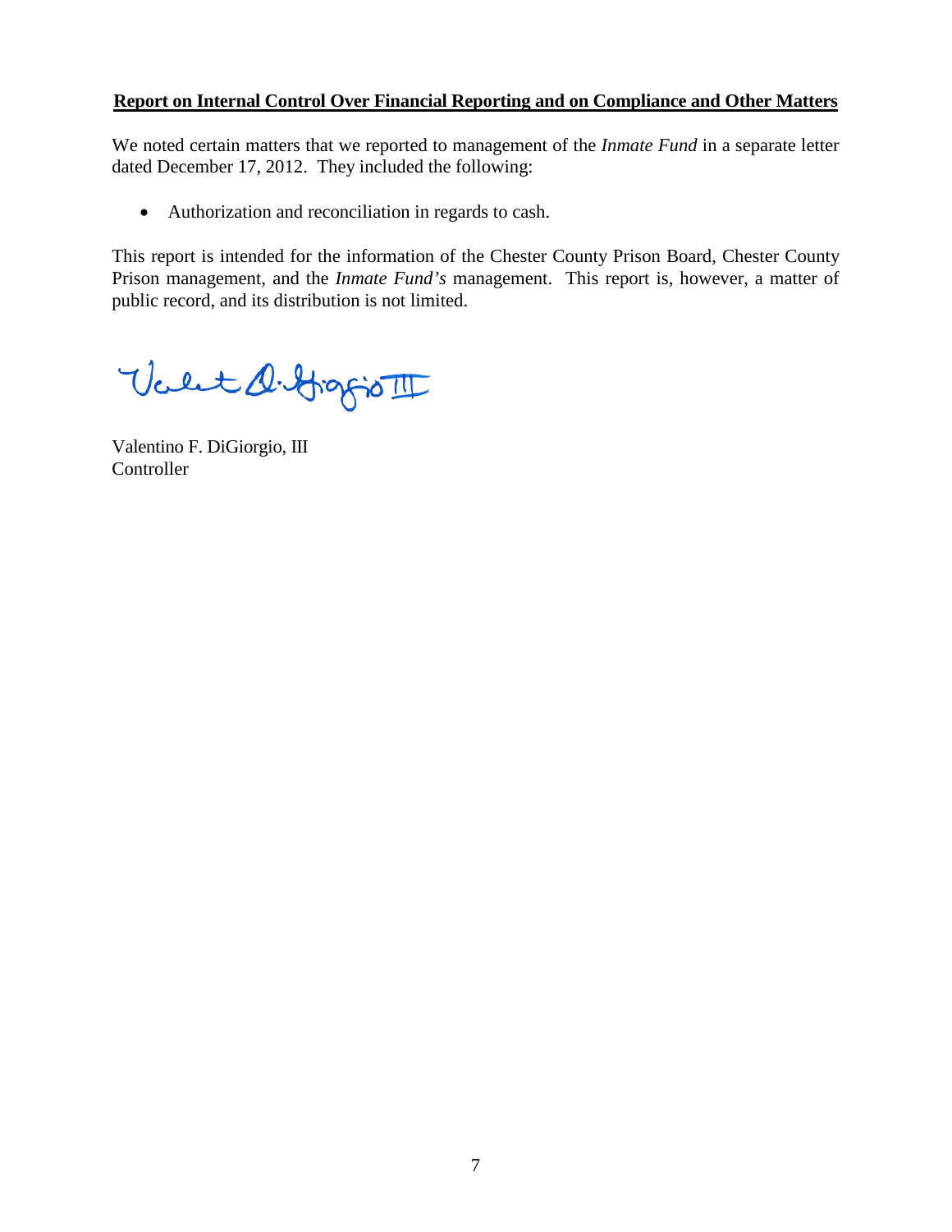**Report on Internal Control Over Financial Reporting and on Compliance and Other Matters**

We noted certain matters that we reported to management of the *Inmate Fund* in a separate letter dated December 17, 2012. They included the following:

- Authorization and reconciliation in regards to cash.

This report is intended for the information of the Chester County Prison Board, Chester County Prison management, and the *Inmate Fund's* management. This report is, however, a matter of public record, and its distribution is not limited.

Valentino F. DiGiorgio, III
Controller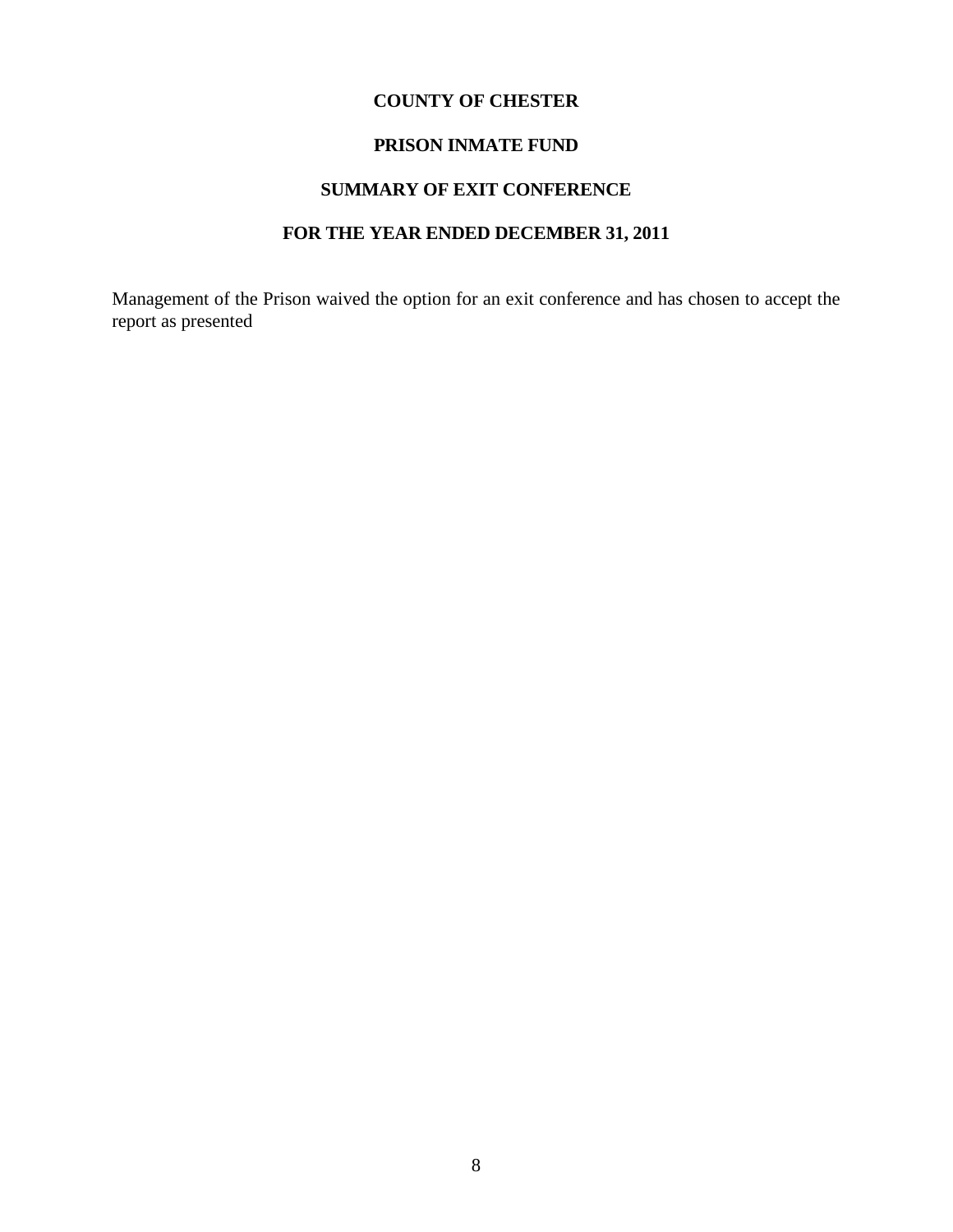# COUNTY OF CHESTER

## PRISON INMATE FUND

## SUMMARY OF EXIT CONFERENCE

## FOR THE YEAR ENDED DECEMBER 31, 2011

Management of the Prison waived the option for an exit conference and has chosen to accept the report as presented